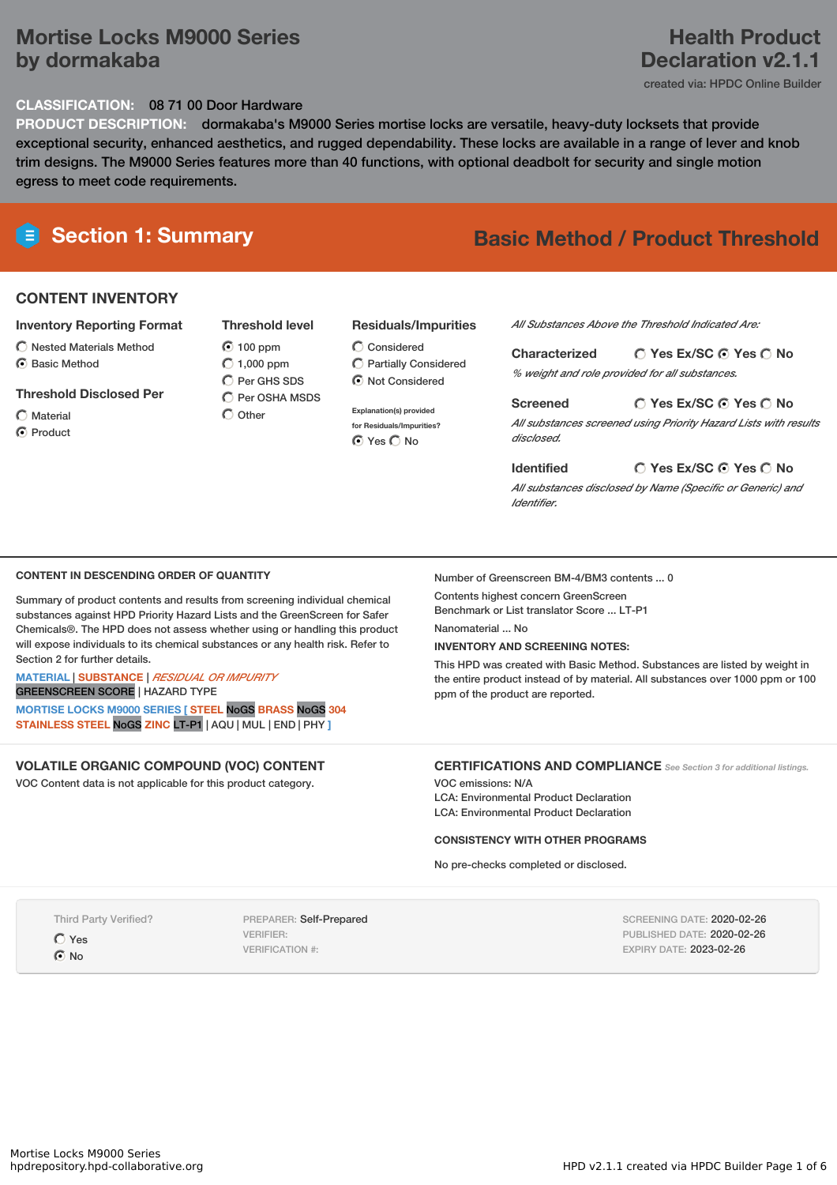# Mortise Locks M9000 Series by dormakaba

# Health Product Declaration v2.1.1

created via: HPDC Online Builder

**CLASSIFICATION:** 08 71 00 Door Hardware

**PRODUCT DESCRIPTION:** dormakaba's M9000 Series mortise locks are versatile, heavy-duty locksets that provide exceptional security, enhanced aesthetics, and rugged dependability. These locks are available in a range of lever and knob trim designs. The M9000 Series features more than 40 functions, with optional deadbolt for security and single motion egress to meet code requirements.

## Section 1: Summary

**Basic Method / Product Threshold**

### CONTENT INVENTORY

**Inventory Reporting Format**
- ○ Nested Materials Method
- ● Basic Method

**Threshold Disclosed Per**
- ○ Material
- ● Product

**Threshold level**
- ● 100 ppm
- ○ 1,000 ppm
- ○ Per GHS SDS
- ○ Per OSHA MSDS
- ○ Other

**Residuals/Impurities**
- ○ Considered
- ○ Partially Considered
- ● Not Considered

Explanation(s) provided for Residuals/Impurities?
● Yes ○ No

*All Substances Above the Threshold Indicated Are:*

**Characterized** ○ Yes Ex/SC ● Yes ○ No
*% weight and role provided for all substances.*

**Screened** ○ Yes Ex/SC ● Yes ○ No
*All substances screened using Priority Hazard Lists with results disclosed.*

**Identified** ○ Yes Ex/SC ● Yes ○ No
*All substances disclosed by Name (Specific or Generic) and Identifier.*

### CONTENT IN DESCENDING ORDER OF QUANTITY

Summary of product contents and results from screening individual chemical substances against HPD Priority Hazard Lists and the GreenScreen for Safer Chemicals®. The HPD does not assess whether using or handling this product will expose individuals to its chemical substances or any health risk. Refer to Section 2 for further details.

MATERIAL | SUBSTANCE | *RESIDUAL OR IMPURITY*
GREENSCREEN SCORE | HAZARD TYPE

**MORTISE LOCKS M9000 SERIES [ STEEL** NoGS **BRASS** NoGS **304 STAINLESS STEEL** NoGS **ZINC** LT-P1 | AQU | MUL | END | PHY **]**

Number of Greenscreen BM-4/BM3 contents ... 0

Contents highest concern GreenScreen Benchmark or List translator Score ... LT-P1

Nanomaterial ... No

**INVENTORY AND SCREENING NOTES:**

This HPD was created with Basic Method. Substances are listed by weight in the entire product instead of by material. All substances over 1000 ppm or 100 ppm of the product are reported.

### VOLATILE ORGANIC COMPOUND (VOC) CONTENT

VOC Content data is not applicable for this product category.

### CERTIFICATIONS AND COMPLIANCE

*See Section 3 for additional listings.*

VOC emissions: N/A
LCA: Environmental Product Declaration
LCA: Environmental Product Declaration

### CONSISTENCY WITH OTHER PROGRAMS

No pre-checks completed or disclosed.

Third Party Verified?
- ○ Yes
- ● No

PREPARER: Self-Prepared
VERIFIER:
VERIFICATION #:

SCREENING DATE: 2020-02-26
PUBLISHED DATE: 2020-02-26
EXPIRY DATE: 2023-02-26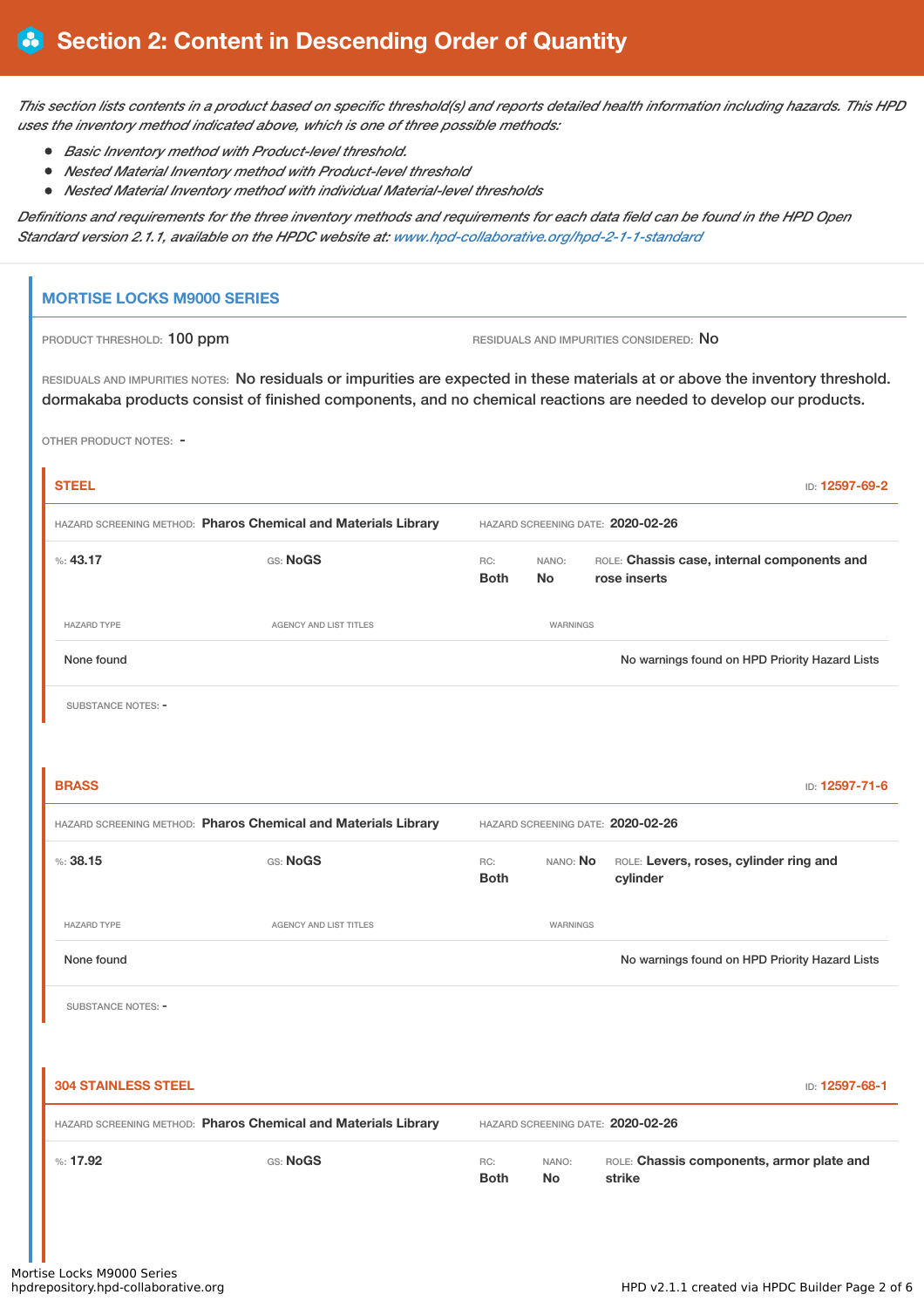# Section 2: Content in Descending Order of Quantity

*This section lists contents in a product based on specific threshold(s) and reports detailed health information including hazards. This HPD uses the inventory method indicated above, which is one of three possible methods:*

- *Basic Inventory method with Product-level threshold.*
- *Nested Material Inventory method with Product-level threshold*
- *Nested Material Inventory method with individual Material-level thresholds*

*Definitions and requirements for the three inventory methods and requirements for each data field can be found in the HPD Open Standard version 2.1.1, available on the HPDC website at: www.hpd-collaborative.org/hpd-2-1-1-standard*

## MORTISE LOCKS M9000 SERIES

PRODUCT THRESHOLD: 100 ppm

RESIDUALS AND IMPURITIES CONSIDERED: No

RESIDUALS AND IMPURITIES NOTES: No residuals or impurities are expected in these materials at or above the inventory threshold. dormakaba products consist of finished components, and no chemical reactions are needed to develop our products.

OTHER PRODUCT NOTES: -

### STEEL

ID: 12597-69-2

HAZARD SCREENING METHOD: **Pharos Chemical and Materials Library**

HAZARD SCREENING DATE: **2020-02-26**

%: **43.17**

GS: **NoGS**

RC: **Both**

NANO: **No**

ROLE: **Chassis case, internal components and rose inserts**

| HAZARD TYPE | AGENCY AND LIST TITLES | WARNINGS |
|---|---|---|
| None found | | No warnings found on HPD Priority Hazard Lists |

SUBSTANCE NOTES: -

### BRASS

ID: 12597-71-6

HAZARD SCREENING METHOD: **Pharos Chemical and Materials Library**

HAZARD SCREENING DATE: **2020-02-26**

%: **38.15**

GS: **NoGS**

RC: **Both**

NANO: **No**

ROLE: **Levers, roses, cylinder ring and cylinder**

| HAZARD TYPE | AGENCY AND LIST TITLES | WARNINGS |
|---|---|---|
| None found | | No warnings found on HPD Priority Hazard Lists |

SUBSTANCE NOTES: -

### 304 STAINLESS STEEL

ID: 12597-68-1

HAZARD SCREENING METHOD: **Pharos Chemical and Materials Library**

HAZARD SCREENING DATE: **2020-02-26**

%: **17.92**

GS: **NoGS**

RC: **Both**

NANO: **No**

ROLE: **Chassis components, armor plate and strike**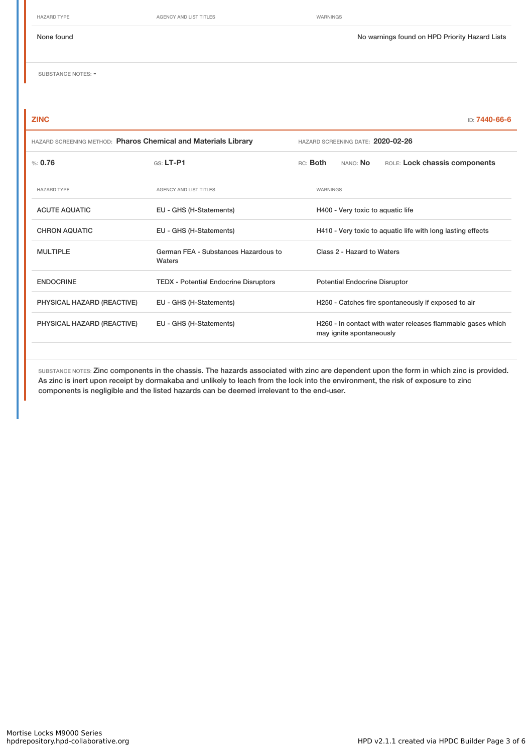| HAZARD TYPE | AGENCY AND LIST TITLES | WARNINGS |
| --- | --- | --- |
| None found | | No warnings found on HPD Priority Hazard Lists |

SUBSTANCE NOTES: -

## ZINC

ID: **7440-66-6**

HAZARD SCREENING METHOD: **Pharos Chemical and Materials Library** HAZARD SCREENING DATE: **2020-02-26**

%: **0.76** GS: **LT-P1** RC: **Both** NANO: **No** ROLE: **Lock chassis components**

| HAZARD TYPE | AGENCY AND LIST TITLES | WARNINGS |
| --- | --- | --- |
| ACUTE AQUATIC | EU - GHS (H-Statements) | H400 - Very toxic to aquatic life |
| CHRON AQUATIC | EU - GHS (H-Statements) | H410 - Very toxic to aquatic life with long lasting effects |
| MULTIPLE | German FEA - Substances Hazardous to Waters | Class 2 - Hazard to Waters |
| ENDOCRINE | TEDX - Potential Endocrine Disruptors | Potential Endocrine Disruptor |
| PHYSICAL HAZARD (REACTIVE) | EU - GHS (H-Statements) | H250 - Catches fire spontaneously if exposed to air |
| PHYSICAL HAZARD (REACTIVE) | EU - GHS (H-Statements) | H260 - In contact with water releases flammable gases which may ignite spontaneously |

SUBSTANCE NOTES: Zinc components in the chassis. The hazards associated with zinc are dependent upon the form in which zinc is provided. As zinc is inert upon receipt by dormakaba and unlikely to leach from the lock into the environment, the risk of exposure to zinc components is negligible and the listed hazards can be deemed irrelevant to the end-user.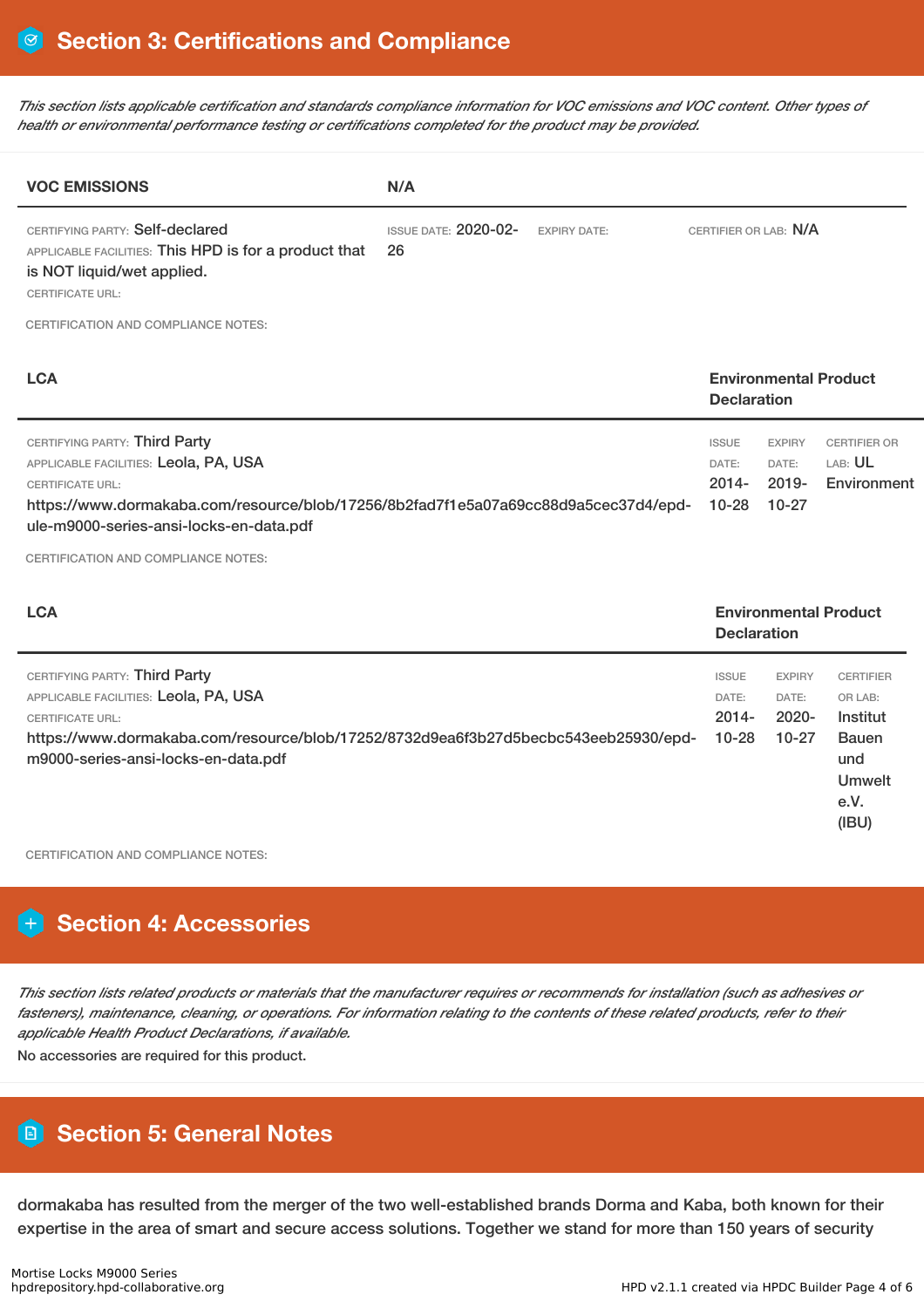## Section 3: Certifications and Compliance

*This section lists applicable certification and standards compliance information for VOC emissions and VOC content. Other types of health or environmental performance testing or certifications completed for the product may be provided.*

| VOC EMISSIONS | N/A | | |
|---|---|---|---|
| CERTIFYING PARTY: Self-declared<br>APPLICABLE FACILITIES: This HPD is for a product that is NOT liquid/wet applied.<br>CERTIFICATE URL: | ISSUE DATE: 2020-02-26 | EXPIRY DATE: | CERTIFIER OR LAB: N/A |

CERTIFICATION AND COMPLIANCE NOTES:

| LCA | Environmental Product Declaration | | |
|---|---|---|---|
| CERTIFYING PARTY: Third Party<br>APPLICABLE FACILITIES: Leola, PA, USA<br>CERTIFICATE URL:<br>https://www.dormakaba.com/resource/blob/17256/8b2fad7f1e5a07a69cc88d9a5cec37d4/epd-ule-m9000-series-ansi-locks-en-data.pdf | ISSUE DATE: 2014-10-28 | EXPIRY DATE: 2019-10-27 | CERTIFIER OR LAB: UL Environment |

CERTIFICATION AND COMPLIANCE NOTES:

| LCA | Environmental Product Declaration | | |
|---|---|---|---|
| CERTIFYING PARTY: Third Party<br>APPLICABLE FACILITIES: Leola, PA, USA<br>CERTIFICATE URL:<br>https://www.dormakaba.com/resource/blob/17252/8732d9ea6f3b27d5becbc543eeb25930/epd-m9000-series-ansi-locks-en-data.pdf | ISSUE DATE: 2014-10-28 | EXPIRY DATE: 2020-10-27 | CERTIFIER OR LAB: Institut Bauen und Umwelt e.V. (IBU) |

CERTIFICATION AND COMPLIANCE NOTES:

## Section 4: Accessories

*This section lists related products or materials that the manufacturer requires or recommends for installation (such as adhesives or fasteners), maintenance, cleaning, or operations. For information relating to the contents of these related products, refer to their applicable Health Product Declarations, if available.*

No accessories are required for this product.

## Section 5: General Notes

dormakaba has resulted from the merger of the two well-established brands Dorma and Kaba, both known for their expertise in the area of smart and secure access solutions. Together we stand for more than 150 years of security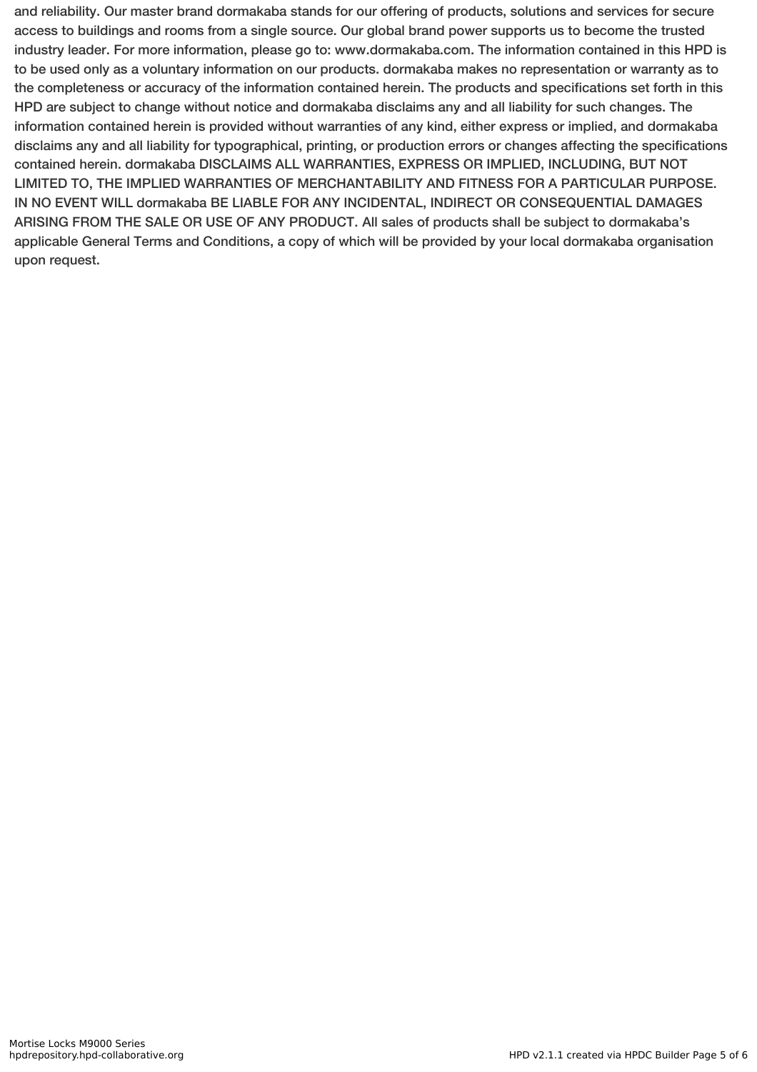and reliability. Our master brand dormakaba stands for our offering of products, solutions and services for secure access to buildings and rooms from a single source. Our global brand power supports us to become the trusted industry leader. For more information, please go to: www.dormakaba.com. The information contained in this HPD is to be used only as a voluntary information on our products. dormakaba makes no representation or warranty as to the completeness or accuracy of the information contained herein. The products and specifications set forth in this HPD are subject to change without notice and dormakaba disclaims any and all liability for such changes. The information contained herein is provided without warranties of any kind, either express or implied, and dormakaba disclaims any and all liability for typographical, printing, or production errors or changes affecting the specifications contained herein. dormakaba DISCLAIMS ALL WARRANTIES, EXPRESS OR IMPLIED, INCLUDING, BUT NOT LIMITED TO, THE IMPLIED WARRANTIES OF MERCHANTABILITY AND FITNESS FOR A PARTICULAR PURPOSE. IN NO EVENT WILL dormakaba BE LIABLE FOR ANY INCIDENTAL, INDIRECT OR CONSEQUENTIAL DAMAGES ARISING FROM THE SALE OR USE OF ANY PRODUCT. All sales of products shall be subject to dormakaba's applicable General Terms and Conditions, a copy of which will be provided by your local dormakaba organisation upon request.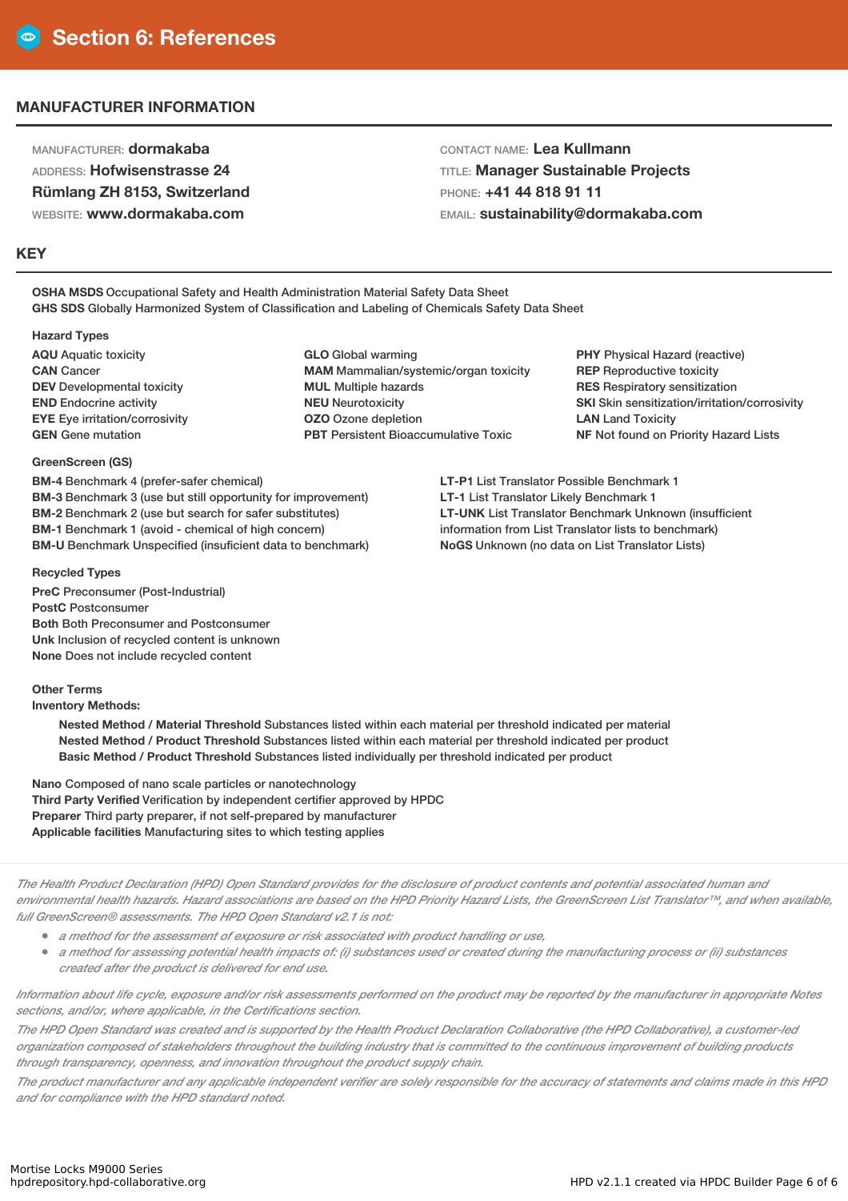# Section 6: References

## MANUFACTURER INFORMATION

MANUFACTURER: **dormakaba**
ADDRESS: **Hofwisenstrasse 24**
**Rümlang ZH 8153, Switzerland**
WEBSITE: **www.dormakaba.com**

CONTACT NAME: **Lea Kullmann**
TITLE: **Manager Sustainable Projects**
PHONE: **+41 44 818 91 11**
EMAIL: **sustainability@dormakaba.com**

## KEY

**OSHA MSDS** Occupational Safety and Health Administration Material Safety Data Sheet
**GHS SDS** Globally Harmonized System of Classification and Labeling of Chemicals Safety Data Sheet

**Hazard Types**

**AQU** Aquatic toxicity
**CAN** Cancer
**DEV** Developmental toxicity
**END** Endocrine activity
**EYE** Eye irritation/corrosivity
**GEN** Gene mutation
**GLO** Global warming
**MAM** Mammalian/systemic/organ toxicity
**MUL** Multiple hazards
**NEU** Neurotoxicity
**OZO** Ozone depletion
**PBT** Persistent Bioaccumulative Toxic
**PHY** Physical Hazard (reactive)
**REP** Reproductive toxicity
**RES** Respiratory sensitization
**SKI** Skin sensitization/irritation/corrosivity
**LAN** Land Toxicity
**NF** Not found on Priority Hazard Lists

**GreenScreen (GS)**

**BM-4** Benchmark 4 (prefer-safer chemical)
**BM-3** Benchmark 3 (use but still opportunity for improvement)
**BM-2** Benchmark 2 (use but search for safer substitutes)
**BM-1** Benchmark 1 (avoid - chemical of high concern)
**BM-U** Benchmark Unspecified (insuficient data to benchmark)
**LT-P1** List Translator Possible Benchmark 1
**LT-1** List Translator Likely Benchmark 1
**LT-UNK** List Translator Benchmark Unknown (insufficient information from List Translator lists to benchmark)
**NoGS** Unknown (no data on List Translator Lists)

**Recycled Types**

**PreC** Preconsumer (Post-Industrial)
**PostC** Postconsumer
**Both** Both Preconsumer and Postconsumer
**Unk** Inclusion of recycled content is unknown
**None** Does not include recycled content

**Other Terms**
**Inventory Methods:**

- **Nested Method / Material Threshold** Substances listed within each material per threshold indicated per material
- **Nested Method / Product Threshold** Substances listed within each material per threshold indicated per product
- **Basic Method / Product Threshold** Substances listed individually per threshold indicated per product

**Nano** Composed of nano scale particles or nanotechnology
**Third Party Verified** Verification by independent certifier approved by HPDC
**Preparer** Third party preparer, if not self-prepared by manufacturer
**Applicable facilities** Manufacturing sites to which testing applies

*The Health Product Declaration (HPD) Open Standard provides for the disclosure of product contents and potential associated human and environmental health hazards. Hazard associations are based on the HPD Priority Hazard Lists, the GreenScreen List Translator™, and when available, full GreenScreen® assessments. The HPD Open Standard v2.1 is not:*

- *a method for the assessment of exposure or risk associated with product handling or use,*
- *a method for assessing potential health impacts of: (i) substances used or created during the manufacturing process or (ii) substances created after the product is delivered for end use.*

*Information about life cycle, exposure and/or risk assessments performed on the product may be reported by the manufacturer in appropriate Notes sections, and/or, where applicable, in the Certifications section.*

*The HPD Open Standard was created and is supported by the Health Product Declaration Collaborative (the HPD Collaborative), a customer-led organization composed of stakeholders throughout the building industry that is committed to the continuous improvement of building products through transparency, openness, and innovation throughout the product supply chain.*

*The product manufacturer and any applicable independent verifier are solely responsible for the accuracy of statements and claims made in this HPD and for compliance with the HPD standard noted.*